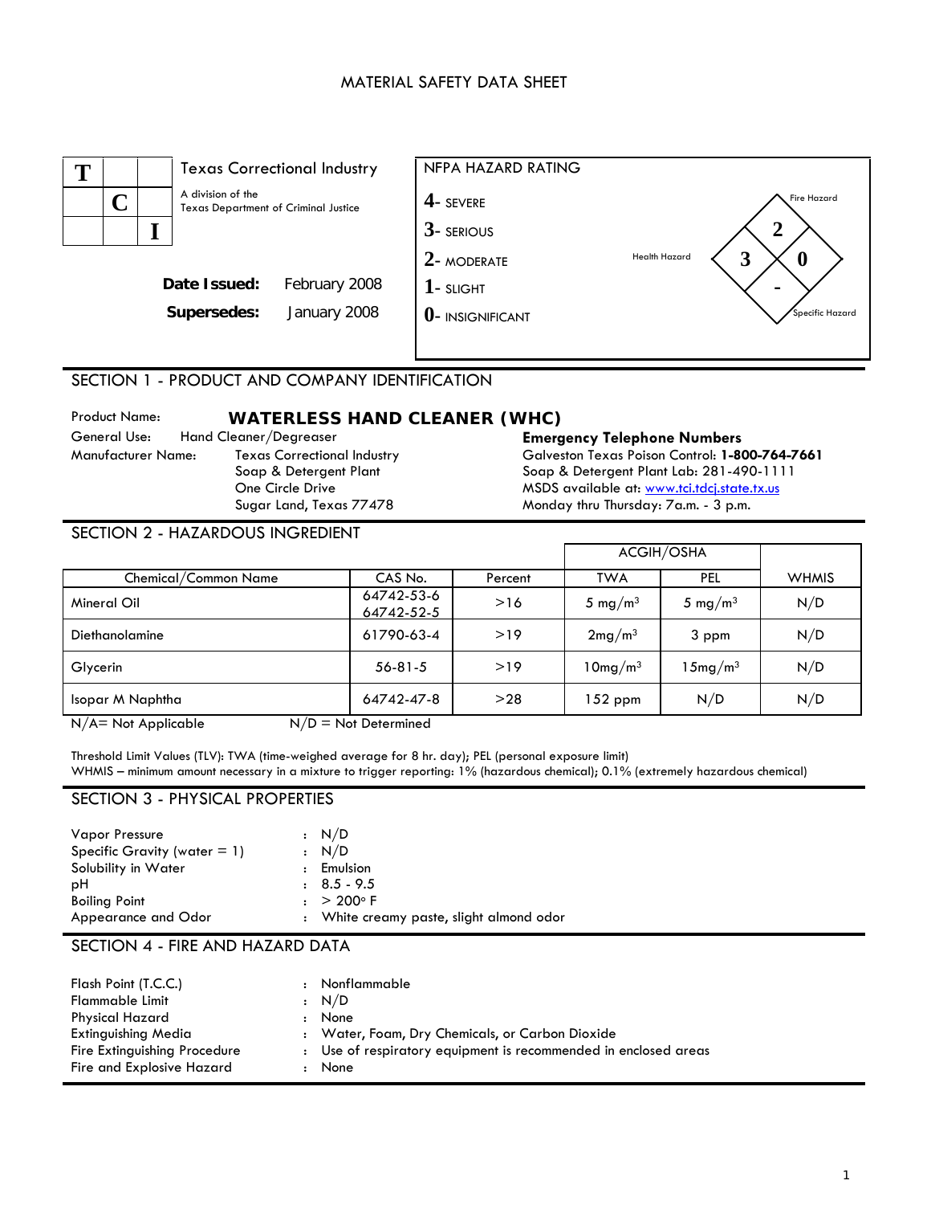MATERIAL SAFETY DATA SHEET

| T | | |
|---|---|---|
| | C | |
| | | I |

Texas Correctional Industry

A division of the Texas Department of Criminal Justice

**Date Issued:** February 2008

**Supersedes:** January 2008

NFPA HAZARD RATING

- **4**- SEVERE
- **3**- SERIOUS
- **2**- MODERATE
- **1**- SLIGHT
- **0**- INSIGNIFICANT

Fire Hazard: 2
Health Hazard: 3
Reactivity: 0
Specific Hazard: -

## SECTION 1 - PRODUCT AND COMPANY IDENTIFICATION

Product Name: **WATERLESS HAND CLEANER (WHC)**

General Use: Hand Cleaner/Degreaser

Manufacturer Name: Texas Correctional Industry
Soap & Detergent Plant
One Circle Drive
Sugar Land, Texas 77478

**Emergency Telephone Numbers**
Galveston Texas Poison Control: **1-800-764-7661**
Soap & Detergent Plant Lab: 281-490-1111
MSDS available at: www.tci.tdcj.state.tx.us
Monday thru Thursday: 7a.m. - 3 p.m.

## SECTION 2 - HAZARDOUS INGREDIENT

| Chemical/Common Name | CAS No. | Percent | ACGIH/OSHA TWA | ACGIH/OSHA PEL | WHMIS |
|---|---|---|---|---|---|
| Mineral Oil | 64742-53-6 64742-52-5 | >16 | 5 mg/m$^3$ | 5 mg/m$^3$ | N/D |
| Diethanolamine | 61790-63-4 | >19 | 2mg/m$^3$ | 3 ppm | N/D |
| Glycerin | 56-81-5 | >19 | 10mg/m$^3$ | 15mg/m$^3$ | N/D |
| Isopar M Naphtha | 64742-47-8 | >28 | 152 ppm | N/D | N/D |

N/A= Not Applicable N/D = Not Determined

Threshold Limit Values (TLV): TWA (time-weighed average for 8 hr. day); PEL (personal exposure limit)
WHMIS – minimum amount necessary in a mixture to trigger reporting: 1% (hazardous chemical); 0.1% (extremely hazardous chemical)

## SECTION 3 - PHYSICAL PROPERTIES

| | | |
|---|---|---|
| Vapor Pressure | : | N/D |
| Specific Gravity (water = 1) | : | N/D |
| Solubility in Water | : | Emulsion |
| pH | : | 8.5 - 9.5 |
| Boiling Point | : | > 200° F |
| Appearance and Odor | : | White creamy paste, slight almond odor |

## SECTION 4 - FIRE AND HAZARD DATA

| | | |
|---|---|---|
| Flash Point (T.C.C.) | : | Nonflammable |
| Flammable Limit | : | N/D |
| Physical Hazard | : | None |
| Extinguishing Media | : | Water, Foam, Dry Chemicals, or Carbon Dioxide |
| Fire Extinguishing Procedure | : | Use of respiratory equipment is recommended in enclosed areas |
| Fire and Explosive Hazard | : | None |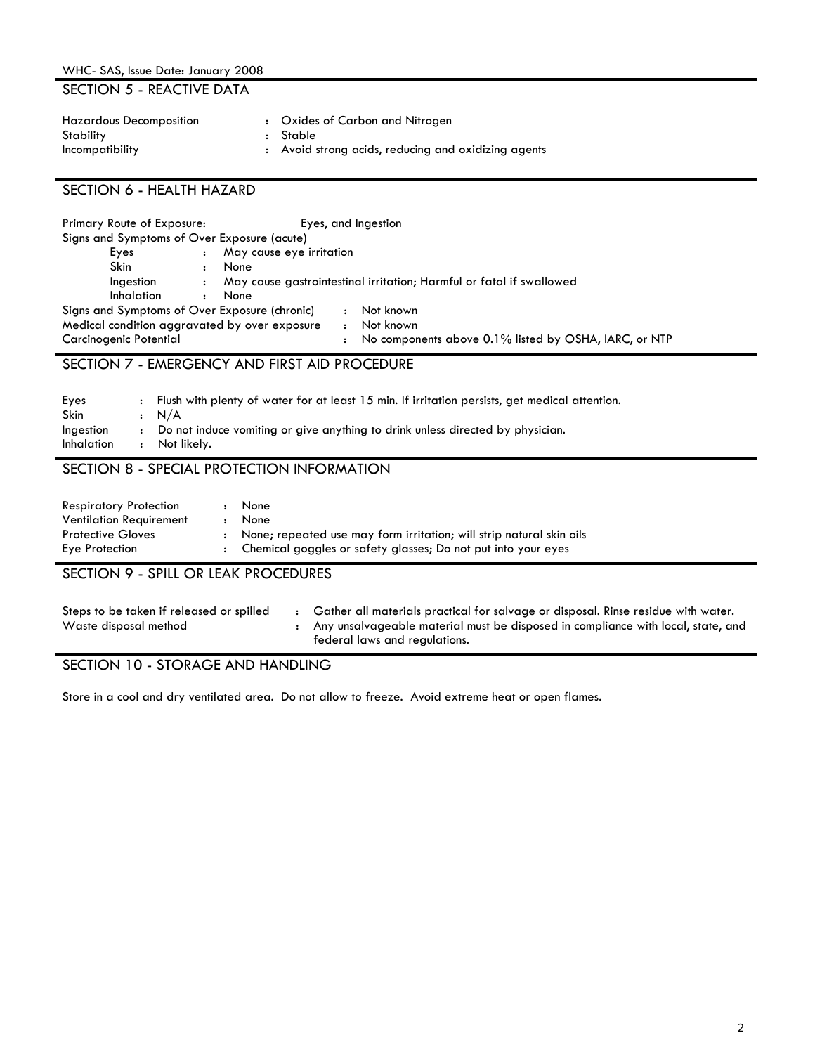## SECTION 5 - REACTIVE DATA

| | | |
|---|---|---|
| Hazardous Decomposition | : | Oxides of Carbon and Nitrogen |
| Stability | : | Stable |
| Incompatibility | : | Avoid strong acids, reducing and oxidizing agents |

## SECTION 6 - HEALTH HAZARD

Primary Route of Exposure: Eyes, and Ingestion

Signs and Symptoms of Over Exposure (acute)

| | | |
|---|---|---|
| Eyes | : | May cause eye irritation |
| Skin | : | None |
| Ingestion | : | May cause gastrointestinal irritation; Harmful or fatal if swallowed |
| Inhalation | : | None |

| | | |
|---|---|---|
| Signs and Symptoms of Over Exposure (chronic) | : | Not known |
| Medical condition aggravated by over exposure | : | Not known |
| Carcinogenic Potential | : | No components above 0.1% listed by OSHA, IARC, or NTP |

## SECTION 7 - EMERGENCY AND FIRST AID PROCEDURE

| | | |
|---|---|---|
| Eyes | : | Flush with plenty of water for at least 15 min. If irritation persists, get medical attention. |
| Skin | : | N/A |
| Ingestion | : | Do not induce vomiting or give anything to drink unless directed by physician. |
| Inhalation | : | Not likely. |

## SECTION 8 - SPECIAL PROTECTION INFORMATION

| | | |
|---|---|---|
| Respiratory Protection | : | None |
| Ventilation Requirement | : | None |
| Protective Gloves | : | None; repeated use may form irritation; will strip natural skin oils |
| Eye Protection | : | Chemical goggles or safety glasses; Do not put into your eyes |

## SECTION 9 - SPILL OR LEAK PROCEDURES

| | | |
|---|---|---|
| Steps to be taken if released or spilled | : | Gather all materials practical for salvage or disposal. Rinse residue with water. |
| Waste disposal method | : | Any unsalvageable material must be disposed in compliance with local, state, and federal laws and regulations. |

## SECTION 10 - STORAGE AND HANDLING

Store in a cool and dry ventilated area. Do not allow to freeze. Avoid extreme heat or open flames.